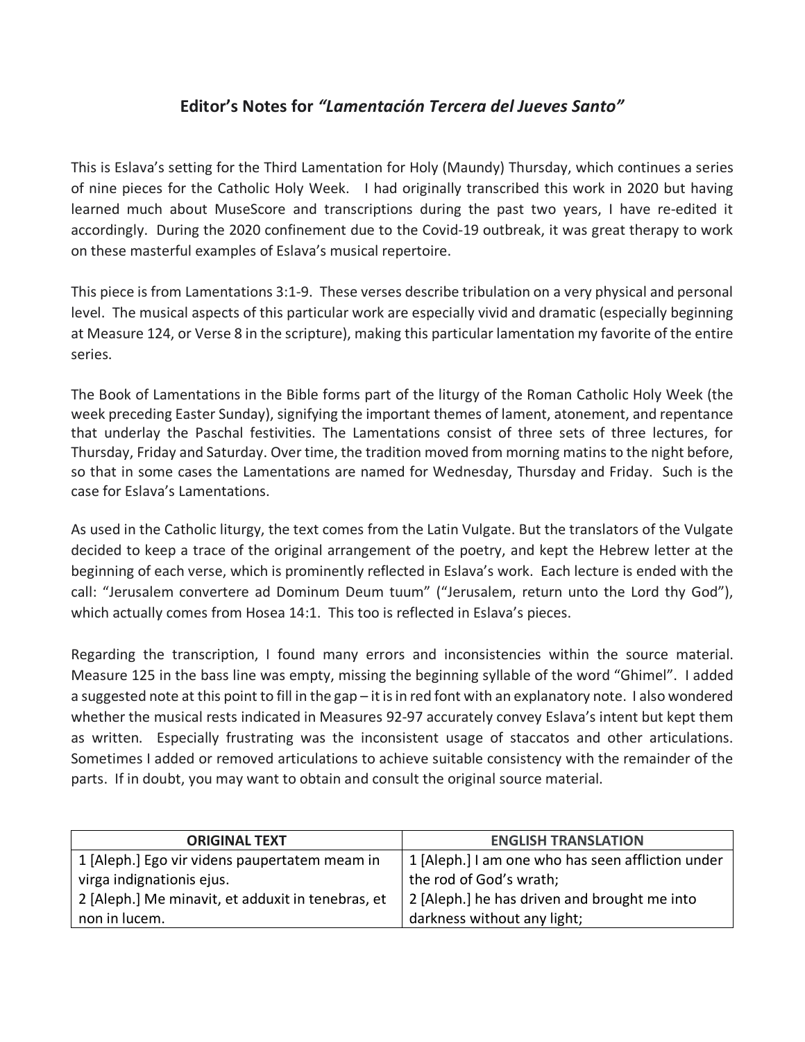## Editor's Notes for *"Lamentación Tercera del Jueves Santo"*

This is Eslava's setting for the Third Lamentation for Holy (Maundy) Thursday, which continues a series of nine pieces for the Catholic Holy Week. I had originally transcribed this work in 2020 but having learned much about MuseScore and transcriptions during the past two years, I have re-edited it accordingly. During the 2020 confinement due to the Covid-19 outbreak, it was great therapy to work on these masterful examples of Eslava's musical repertoire.

This piece is from Lamentations 3:1-9. These verses describe tribulation on a very physical and personal level. The musical aspects of this particular work are especially vivid and dramatic (especially beginning at Measure 124, or Verse 8 in the scripture), making this particular lamentation my favorite of the entire series.

The Book of Lamentations in the Bible forms part of the liturgy of the Roman Catholic Holy Week (the week preceding Easter Sunday), signifying the important themes of lament, atonement, and repentance that underlay the Paschal festivities. The Lamentations consist of three sets of three lectures, for Thursday, Friday and Saturday. Over time, the tradition moved from morning matins to the night before, so that in some cases the Lamentations are named for Wednesday, Thursday and Friday. Such is the case for Eslava's Lamentations.

As used in the Catholic liturgy, the text comes from the Latin Vulgate. But the translators of the Vulgate decided to keep a trace of the original arrangement of the poetry, and kept the Hebrew letter at the beginning of each verse, which is prominently reflected in Eslava's work. Each lecture is ended with the call: "Jerusalem convertere ad Dominum Deum tuum" ("Jerusalem, return unto the Lord thy God"), which actually comes from Hosea 14:1. This too is reflected in Eslava's pieces.

Regarding the transcription, I found many errors and inconsistencies within the source material. Measure 125 in the bass line was empty, missing the beginning syllable of the word "Ghimel". I added a suggested note at this point to fill in the gap – it is in red font with an explanatory note. I also wondered whether the musical rests indicated in Measures 92-97 accurately convey Eslava's intent but kept them as written. Especially frustrating was the inconsistent usage of staccatos and other articulations. Sometimes I added or removed articulations to achieve suitable consistency with the remainder of the parts. If in doubt, you may want to obtain and consult the original source material.

| ORIGINAL TEXT | ENGLISH TRANSLATION |
|---|---|
| 1 [Aleph.] Ego vir videns paupertatem meam in virga indignationis ejus. | 1 [Aleph.] I am one who has seen affliction under the rod of God's wrath; |
| 2 [Aleph.] Me minavit, et adduxit in tenebras, et non in lucem. | 2 [Aleph.] he has driven and brought me into darkness without any light; |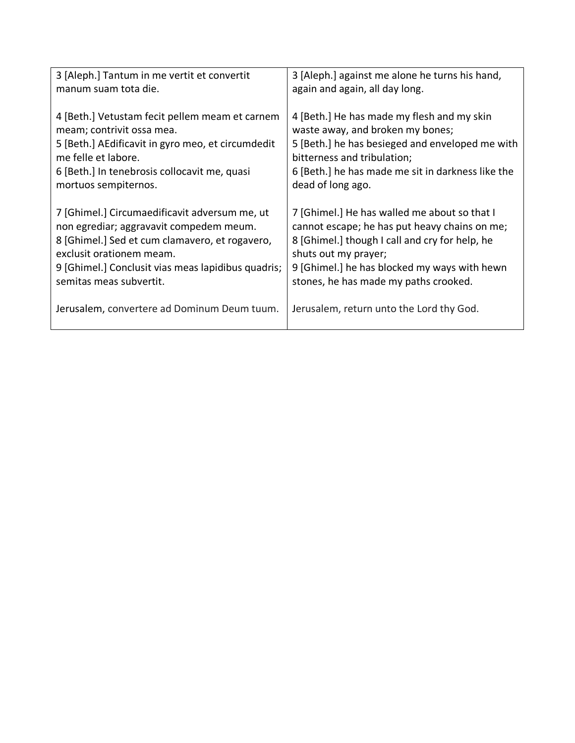| | |
|---|---|
| 3 [Aleph.] Tantum in me vertit et convertit manum suam tota die. | 3 [Aleph.] against me alone he turns his hand, again and again, all day long. |
| 4 [Beth.] Vetustam fecit pellem meam et carnem meam; contrivit ossa mea.<br>5 [Beth.] AEdificavit in gyro meo, et circumdedit me felle et labore.<br>6 [Beth.] In tenebrosis collocavit me, quasi mortuos sempiternos. | 4 [Beth.] He has made my flesh and my skin waste away, and broken my bones;<br>5 [Beth.] he has besieged and enveloped me with bitterness and tribulation;<br>6 [Beth.] he has made me sit in darkness like the dead of long ago. |
| 7 [Ghimel.] Circumaedificavit adversum me, ut non egrediar; aggravavit compedem meum.<br>8 [Ghimel.] Sed et cum clamavero, et rogavero, exclusit orationem meam.<br>9 [Ghimel.] Conclusit vias meas lapidibus quadris; semitas meas subvertit. | 7 [Ghimel.] He has walled me about so that I cannot escape; he has put heavy chains on me;<br>8 [Ghimel.] though I call and cry for help, he shuts out my prayer;<br>9 [Ghimel.] he has blocked my ways with hewn stones, he has made my paths crooked. |
| Jerusalem, convertere ad Dominum Deum tuum. | Jerusalem, return unto the Lord thy God. |